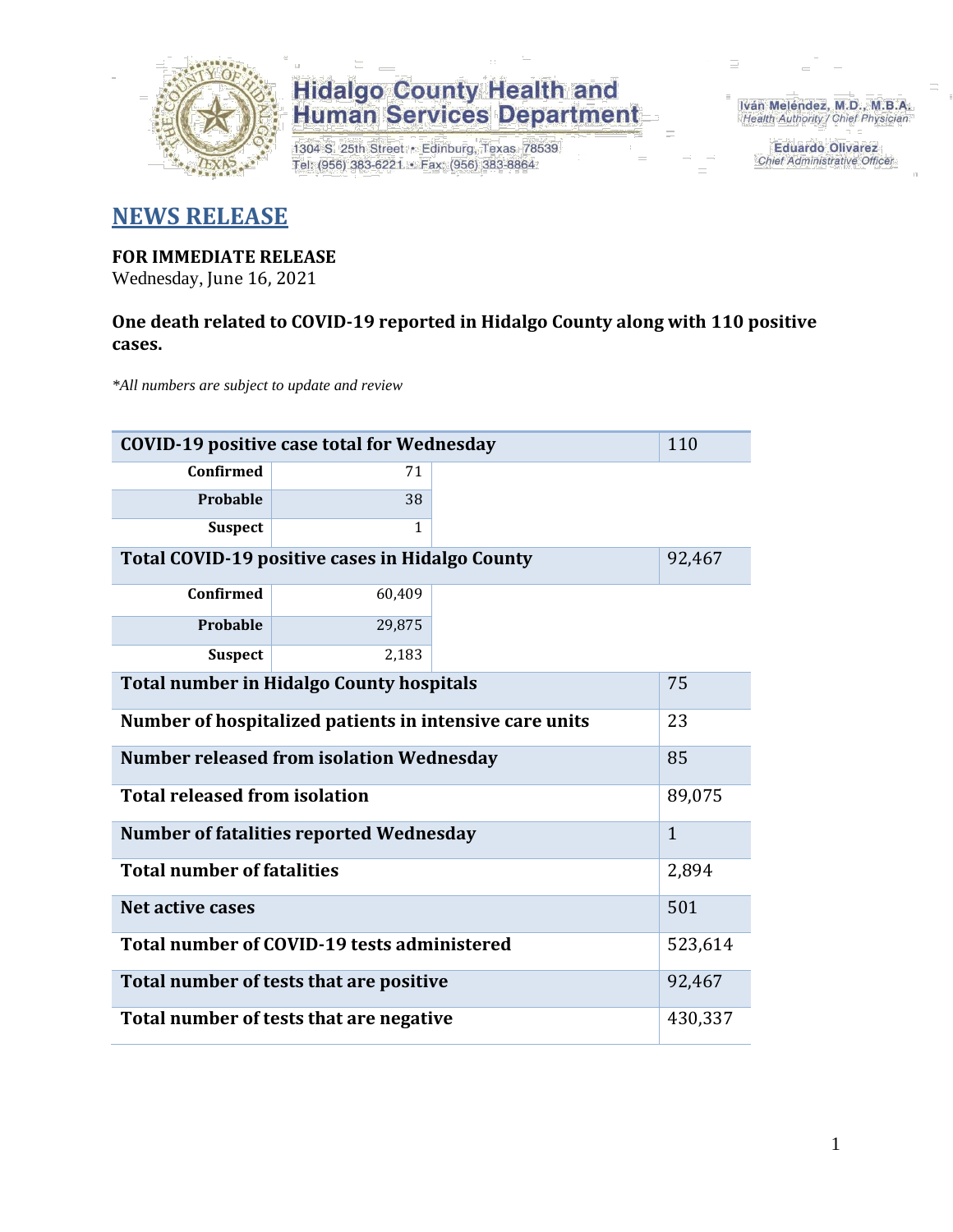Hidalgo County Health and Human Services Department

1304 S. 25th Street • Edinburg, Texas 78539
Tel: (956) 383-6221 • Fax: (956) 383-8864

Iván Meléndez, M.D., M.B.A.
Health Authority / Chief Physician

Eduardo Olivarez
Chief Administrative Officer

# NEWS RELEASE

**FOR IMMEDIATE RELEASE**
Wednesday, June 16, 2021

**One death related to COVID-19 reported in Hidalgo County along with 110 positive cases.**

*\*All numbers are subject to update and review*

| | | |
|---|---|---|
| **COVID-19 positive case total for Wednesday** | | 110 |
| **Confirmed** | 71 | |
| **Probable** | 38 | |
| **Suspect** | 1 | |
| **Total COVID-19 positive cases in Hidalgo County** | | 92,467 |
| **Confirmed** | 60,409 | |
| **Probable** | 29,875 | |
| **Suspect** | 2,183 | |
| **Total number in Hidalgo County hospitals** | | 75 |
| **Number of hospitalized patients in intensive care units** | | 23 |
| **Number released from isolation Wednesday** | | 85 |
| **Total released from isolation** | | 89,075 |
| **Number of fatalities reported Wednesday** | | 1 |
| **Total number of fatalities** | | 2,894 |
| **Net active cases** | | 501 |
| **Total number of COVID-19 tests administered** | | 523,614 |
| **Total number of tests that are positive** | | 92,467 |
| **Total number of tests that are negative** | | 430,337 |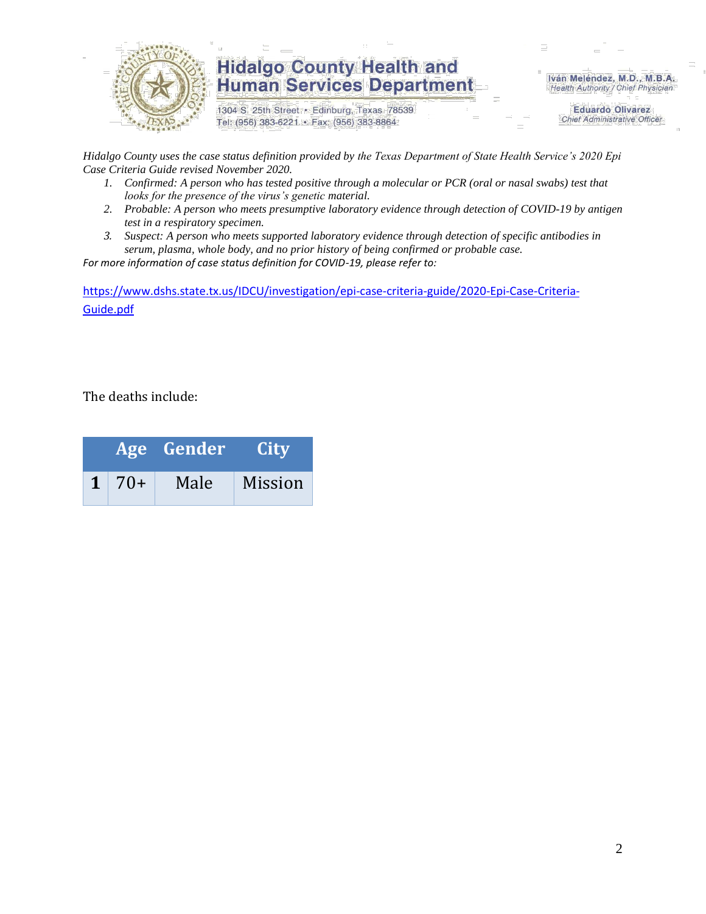*Hidalgo County uses the case status definition provided by the Texas Department of State Health Service's 2020 Epi Case Criteria Guide revised November 2020.*

1. *Confirmed: A person who has tested positive through a molecular or PCR (oral or nasal swabs) test that looks for the presence of the virus's genetic material.*
2. *Probable: A person who meets presumptive laboratory evidence through detection of COVID-19 by antigen test in a respiratory specimen.*
3. *Suspect: A person who meets supported laboratory evidence through detection of specific antibodies in serum, plasma, whole body, and no prior history of being confirmed or probable case.*

*For more information of case status definition for COVID-19, please refer to:*

https://www.dshs.state.tx.us/IDCU/investigation/epi-case-criteria-guide/2020-Epi-Case-Criteria-Guide.pdf

The deaths include:

| | Age | Gender | City |
|---|---|---|---|
| **1** | 70+ | Male | Mission |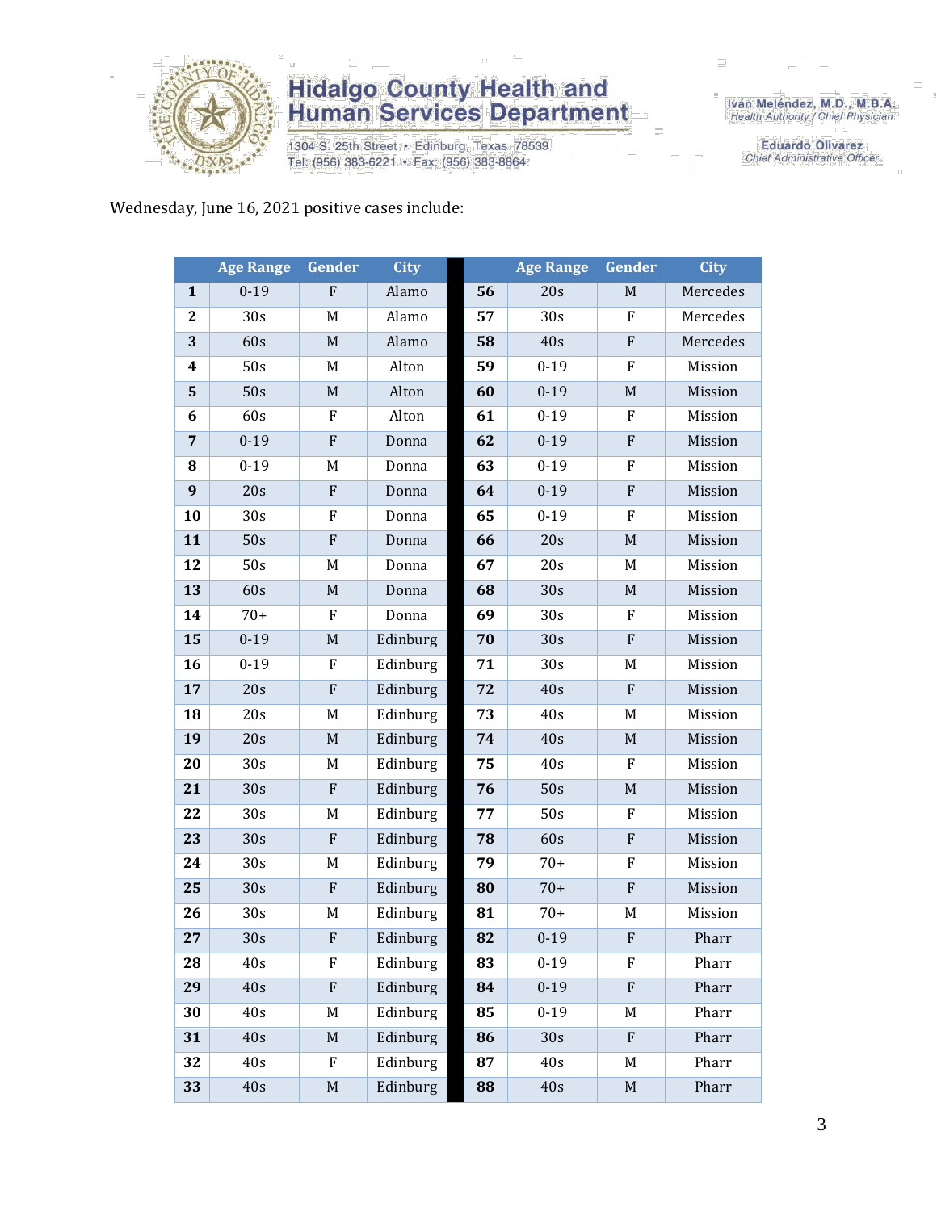Wednesday, June 16, 2021 positive cases include:

| | Age Range | Gender | City | | Age Range | Gender | City |
|---|---|---|---|---|---|---|---|
| **1** | 0-19 | F | Alamo | **56** | 20s | M | Mercedes |
| **2** | 30s | M | Alamo | **57** | 30s | F | Mercedes |
| **3** | 60s | M | Alamo | **58** | 40s | F | Mercedes |
| **4** | 50s | M | Alton | **59** | 0-19 | F | Mission |
| **5** | 50s | M | Alton | **60** | 0-19 | M | Mission |
| **6** | 60s | F | Alton | **61** | 0-19 | F | Mission |
| **7** | 0-19 | F | Donna | **62** | 0-19 | F | Mission |
| **8** | 0-19 | M | Donna | **63** | 0-19 | F | Mission |
| **9** | 20s | F | Donna | **64** | 0-19 | F | Mission |
| **10** | 30s | F | Donna | **65** | 0-19 | F | Mission |
| **11** | 50s | F | Donna | **66** | 20s | M | Mission |
| **12** | 50s | M | Donna | **67** | 20s | M | Mission |
| **13** | 60s | M | Donna | **68** | 30s | M | Mission |
| **14** | 70+ | F | Donna | **69** | 30s | F | Mission |
| **15** | 0-19 | M | Edinburg | **70** | 30s | F | Mission |
| **16** | 0-19 | F | Edinburg | **71** | 30s | M | Mission |
| **17** | 20s | F | Edinburg | **72** | 40s | F | Mission |
| **18** | 20s | M | Edinburg | **73** | 40s | M | Mission |
| **19** | 20s | M | Edinburg | **74** | 40s | M | Mission |
| **20** | 30s | M | Edinburg | **75** | 40s | F | Mission |
| **21** | 30s | F | Edinburg | **76** | 50s | M | Mission |
| **22** | 30s | M | Edinburg | **77** | 50s | F | Mission |
| **23** | 30s | F | Edinburg | **78** | 60s | F | Mission |
| **24** | 30s | M | Edinburg | **79** | 70+ | F | Mission |
| **25** | 30s | F | Edinburg | **80** | 70+ | F | Mission |
| **26** | 30s | M | Edinburg | **81** | 70+ | M | Mission |
| **27** | 30s | F | Edinburg | **82** | 0-19 | F | Pharr |
| **28** | 40s | F | Edinburg | **83** | 0-19 | F | Pharr |
| **29** | 40s | F | Edinburg | **84** | 0-19 | F | Pharr |
| **30** | 40s | M | Edinburg | **85** | 0-19 | M | Pharr |
| **31** | 40s | M | Edinburg | **86** | 30s | F | Pharr |
| **32** | 40s | F | Edinburg | **87** | 40s | M | Pharr |
| **33** | 40s | M | Edinburg | **88** | 40s | M | Pharr |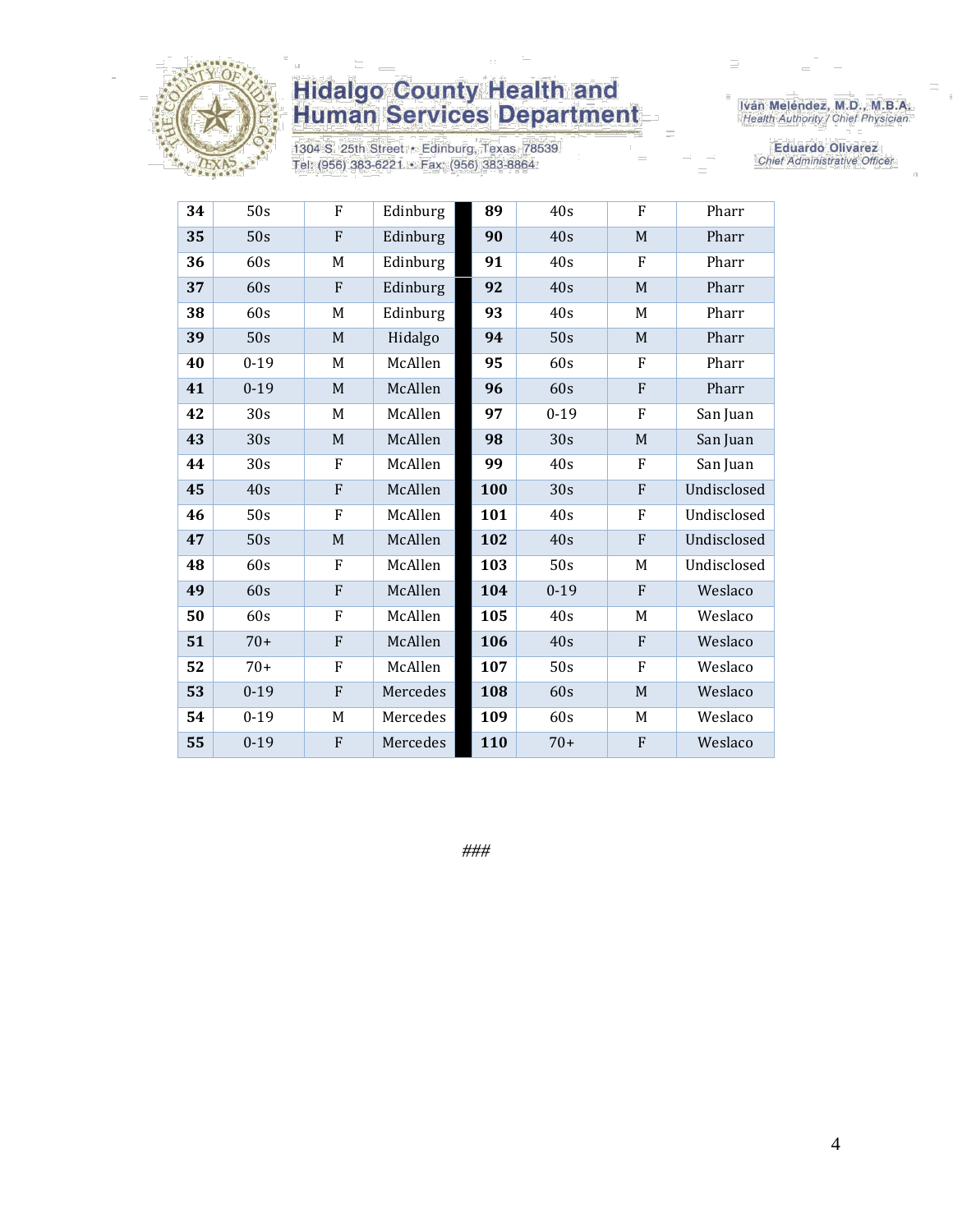| | | | | | | | | |
|---|---|---|---|---|---|---|---|---|
| **34** | 50s | F | Edinburg | | **89** | 40s | F | Pharr |
| **35** | 50s | F | Edinburg | | **90** | 40s | M | Pharr |
| **36** | 60s | M | Edinburg | | **91** | 40s | F | Pharr |
| **37** | 60s | F | Edinburg | | **92** | 40s | M | Pharr |
| **38** | 60s | M | Edinburg | | **93** | 40s | M | Pharr |
| **39** | 50s | M | Hidalgo | | **94** | 50s | M | Pharr |
| **40** | 0-19 | M | McAllen | | **95** | 60s | F | Pharr |
| **41** | 0-19 | M | McAllen | | **96** | 60s | F | Pharr |
| **42** | 30s | M | McAllen | | **97** | 0-19 | F | San Juan |
| **43** | 30s | M | McAllen | | **98** | 30s | M | San Juan |
| **44** | 30s | F | McAllen | | **99** | 40s | F | San Juan |
| **45** | 40s | F | McAllen | | **100** | 30s | F | Undisclosed |
| **46** | 50s | F | McAllen | | **101** | 40s | F | Undisclosed |
| **47** | 50s | M | McAllen | | **102** | 40s | F | Undisclosed |
| **48** | 60s | F | McAllen | | **103** | 50s | M | Undisclosed |
| **49** | 60s | F | McAllen | | **104** | 0-19 | F | Weslaco |
| **50** | 60s | F | McAllen | | **105** | 40s | M | Weslaco |
| **51** | 70+ | F | McAllen | | **106** | 40s | F | Weslaco |
| **52** | 70+ | F | McAllen | | **107** | 50s | F | Weslaco |
| **53** | 0-19 | F | Mercedes | | **108** | 60s | M | Weslaco |
| **54** | 0-19 | M | Mercedes | | **109** | 60s | M | Weslaco |
| **55** | 0-19 | F | Mercedes | | **110** | 70+ | F | Weslaco |

###